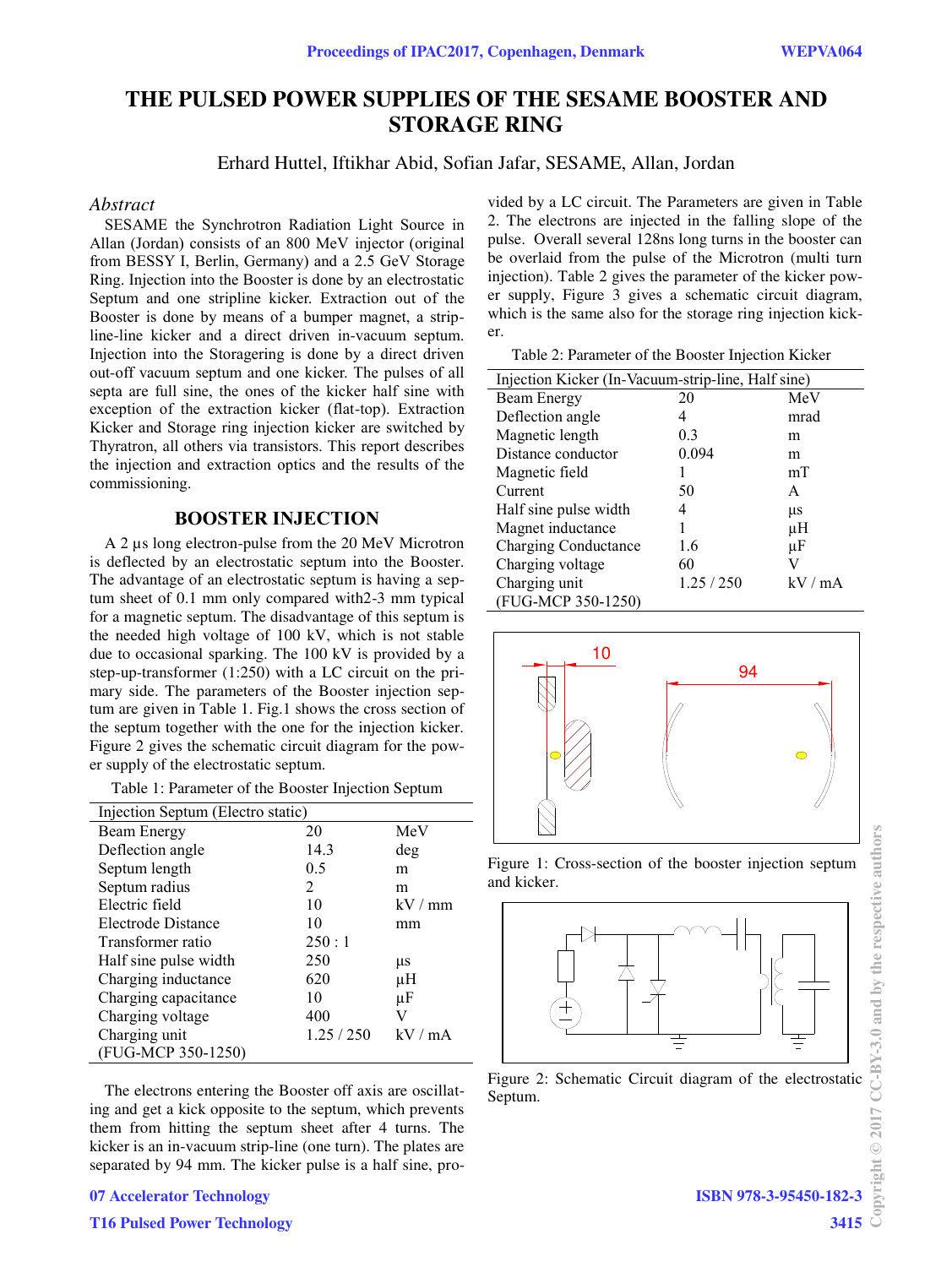# THE PULSED POWER SUPPLIES OF THE SESAME BOOSTER AND STORAGE RING

Erhard Huttel, Iftikhar Abid, Sofian Jafar, SESAME, Allan, Jordan

*Abstract*

SESAME the Synchrotron Radiation Light Source in Allan (Jordan) consists of an 800 MeV injector (original from BESSY I, Berlin, Germany) and a 2.5 GeV Storage Ring. Injection into the Booster is done by an electrostatic Septum and one stripline kicker. Extraction out of the Booster is done by means of a bumper magnet, a strip-line-line kicker and a direct driven in-vacuum septum. Injection into the Storagering is done by a direct driven out-off vacuum septum and one kicker. The pulses of all septa are full sine, the ones of the kicker half sine with exception of the extraction kicker (flat-top). Extraction Kicker and Storage ring injection kicker are switched by Thyratron, all others via transistors. This report describes the injection and extraction optics and the results of the commissioning.

## BOOSTER INJECTION

A 2 µs long electron-pulse from the 20 MeV Microtron is deflected by an electrostatic septum into the Booster. The advantage of an electrostatic septum is having a septum sheet of 0.1 mm only compared with2-3 mm typical for a magnetic septum. The disadvantage of this septum is the needed high voltage of 100 kV, which is not stable due to occasional sparking. The 100 kV is provided by a step-up-transformer (1:250) with a LC circuit on the primary side. The parameters of the Booster injection septum are given in Table 1. Fig.1 shows the cross section of the septum together with the one for the injection kicker. Figure 2 gives the schematic circuit diagram for the power supply of the electrostatic septum.

Table 1: Parameter of the Booster Injection Septum

| Injection Septum (Electro static) | | |
|---|---|---|
| Beam Energy | 20 | MeV |
| Deflection angle | 14.3 | deg |
| Septum length | 0.5 | m |
| Septum radius | 2 | m |
| Electric field | 10 | kV / mm |
| Electrode Distance | 10 | mm |
| Transformer ratio | 250 : 1 | |
| Half sine pulse width | 250 | µs |
| Charging inductance | 620 | µH |
| Charging capacitance | 10 | µF |
| Charging voltage | 400 | V |
| Charging unit (FUG-MCP 350-1250) | 1.25 / 250 | kV / mA |

The electrons entering the Booster off axis are oscillating and get a kick opposite to the septum, which prevents them from hitting the septum sheet after 4 turns. The kicker is an in-vacuum strip-line (one turn). The plates are separated by 94 mm. The kicker pulse is a half sine, provided by a LC circuit. The Parameters are given in Table 2. The electrons are injected in the falling slope of the pulse. Overall several 128ns long turns in the booster can be overlaid from the pulse of the Microtron (multi turn injection). Table 2 gives the parameter of the kicker power supply, Figure 3 gives a schematic circuit diagram, which is the same also for the storage ring injection kicker.

Table 2: Parameter of the Booster Injection Kicker

| Injection Kicker (In-Vacuum-strip-line, Half sine) | | |
|---|---|---|
| Beam Energy | 20 | MeV |
| Deflection angle | 4 | mrad |
| Magnetic length | 0.3 | m |
| Distance conductor | 0.094 | m |
| Magnetic field | 1 | mT |
| Current | 50 | A |
| Half sine pulse width | 4 | µs |
| Magnet inductance | 1 | µH |
| Charging Conductance | 1.6 | µF |
| Charging voltage | 60 | V |
| Charging unit (FUG-MCP 350-1250) | 1.25 / 250 | kV / mA |

Figure 1: Cross-section of the booster injection septum and kicker.

Figure 2: Schematic Circuit diagram of the electrostatic Septum.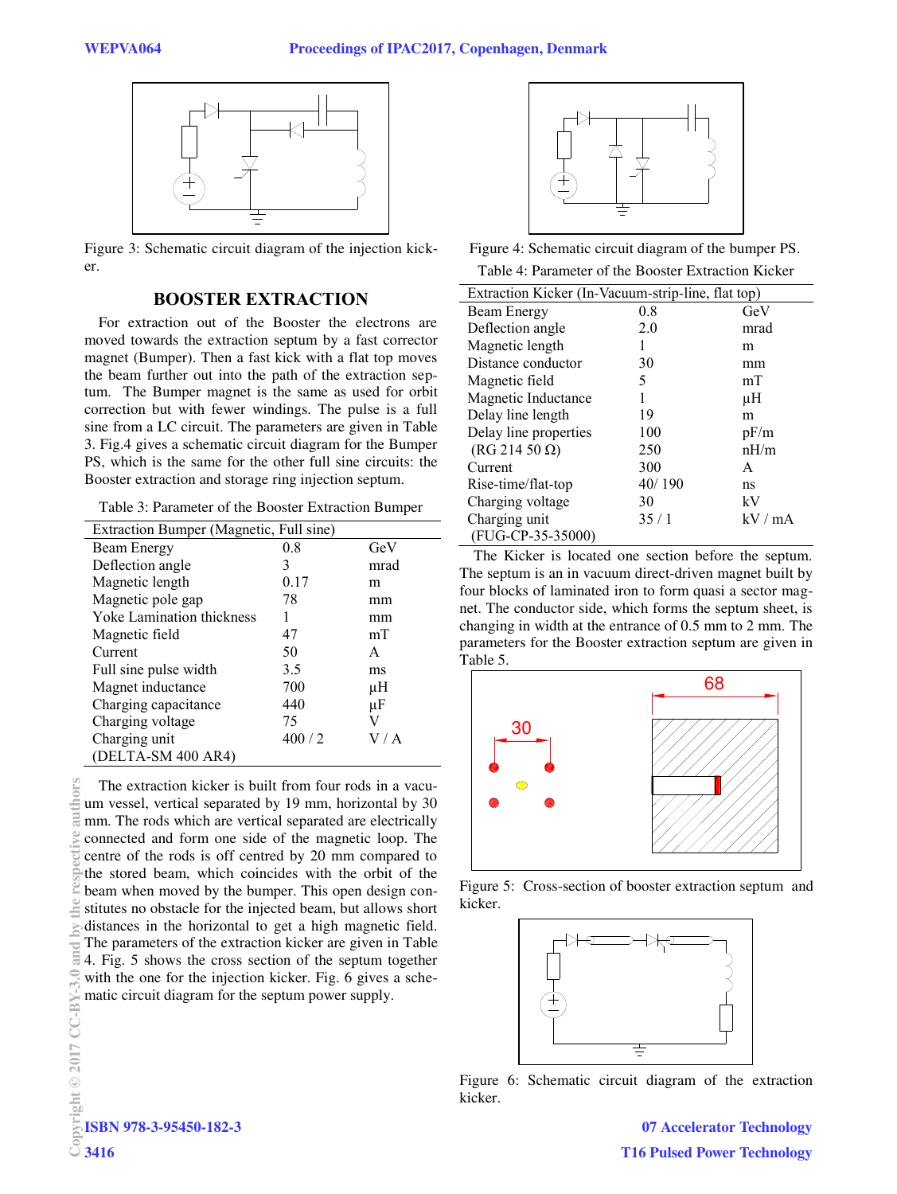Figure 3: Schematic circuit diagram of the injection kicker.

## BOOSTER EXTRACTION

For extraction out of the Booster the electrons are moved towards the extraction septum by a fast corrector magnet (Bumper). Then a fast kick with a flat top moves the beam further out into the path of the extraction septum. The Bumper magnet is the same as used for orbit correction but with fewer windings. The pulse is a full sine from a LC circuit. The parameters are given in Table 3. Fig.4 gives a schematic circuit diagram for the Bumper PS, which is the same for the other full sine circuits: the Booster extraction and storage ring injection septum.

Table 3: Parameter of the Booster Extraction Bumper

| Extraction Bumper (Magnetic, Full sine) | | |
|---|---|---|
| Beam Energy | 0.8 | GeV |
| Deflection angle | 3 | mrad |
| Magnetic length | 0.17 | m |
| Magnetic pole gap | 78 | mm |
| Yoke Lamination thickness | 1 | mm |
| Magnetic field | 47 | mT |
| Current | 50 | A |
| Full sine pulse width | 3.5 | ms |
| Magnet inductance | 700 | µH |
| Charging capacitance | 440 | µF |
| Charging voltage | 75 | V |
| Charging unit (DELTA-SM 400 AR4) | 400 / 2 | V / A |

The extraction kicker is built from four rods in a vacuum vessel, vertical separated by 19 mm, horizontal by 30 mm. The rods which are vertical separated are electrically connected and form one side of the magnetic loop. The centre of the rods is off centred by 20 mm compared to the stored beam, which coincides with the orbit of the beam when moved by the bumper. This open design constitutes no obstacle for the injected beam, but allows short distances in the horizontal to get a high magnetic field. The parameters of the extraction kicker are given in Table 4. Fig. 5 shows the cross section of the septum together with the one for the injection kicker. Fig. 6 gives a schematic circuit diagram for the septum power supply.

Figure 4: Schematic circuit diagram of the bumper PS.

Table 4: Parameter of the Booster Extraction Kicker

| Extraction Kicker (In-Vacuum-strip-line, flat top) | | |
|---|---|---|
| Beam Energy | 0.8 | GeV |
| Deflection angle | 2.0 | mrad |
| Magnetic length | 1 | m |
| Distance conductor | 30 | mm |
| Magnetic field | 5 | mT |
| Magnetic Inductance | 1 | µH |
| Delay line length | 19 | m |
| Delay line properties (RG 214 50 Ω) | 100 / 250 | pF/m / nH/m |
| Current | 300 | A |
| Rise-time/flat-top | 40/ 190 | ns |
| Charging voltage | 30 | kV |
| Charging unit (FUG-CP-35-35000) | 35 / 1 | kV / mA |

The Kicker is located one section before the septum. The septum is an in vacuum direct-driven magnet built by four blocks of laminated iron to form quasi a sector magnet. The conductor side, which forms the septum sheet, is changing in width at the entrance of 0.5 mm to 2 mm. The parameters for the Booster extraction septum are given in Table 5.

Figure 5: Cross-section of booster extraction septum and kicker.

Figure 6: Schematic circuit diagram of the extraction kicker.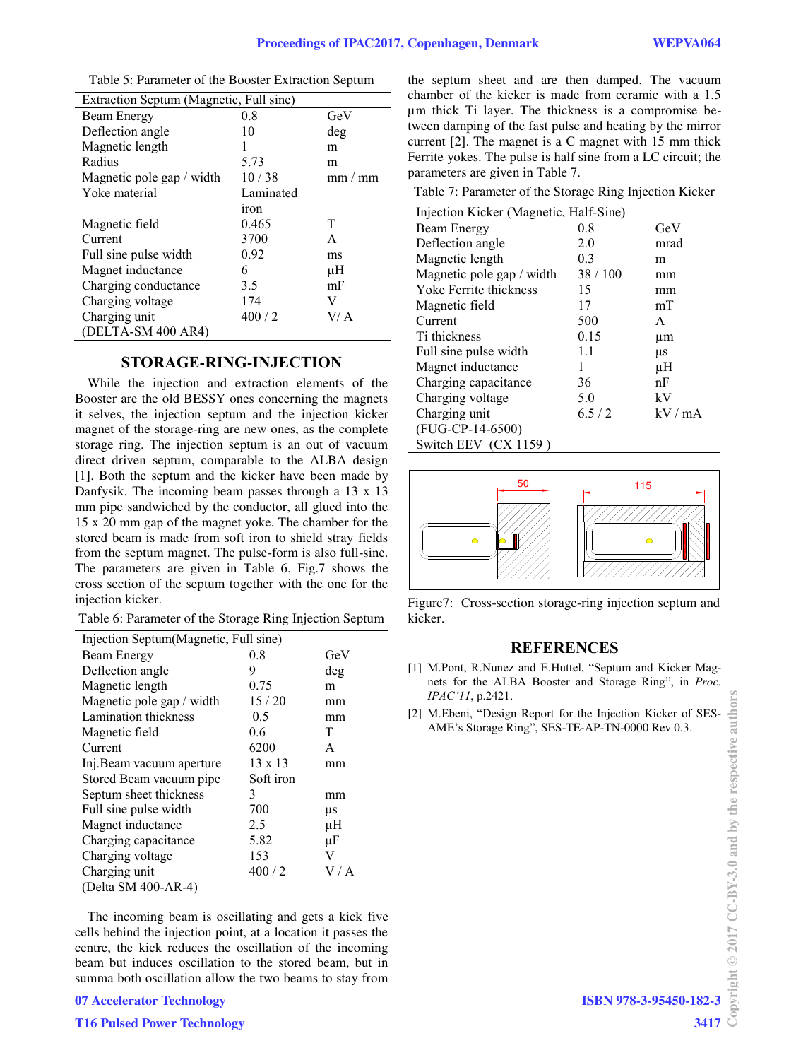Table 5: Parameter of the Booster Extraction Septum

| Extraction Septum (Magnetic, Full sine) | | |
|---|---|---|
| Beam Energy | 0.8 | GeV |
| Deflection angle | 10 | deg |
| Magnetic length | 1 | m |
| Radius | 5.73 | m |
| Magnetic pole gap / width | 10 / 38 | mm / mm |
| Yoke material | Laminated iron | |
| Magnetic field | 0.465 | T |
| Current | 3700 | A |
| Full sine pulse width | 0.92 | ms |
| Magnet inductance | 6 | µH |
| Charging conductance | 3.5 | mF |
| Charging voltage | 174 | V |
| Charging unit (DELTA-SM 400 AR4) | 400 / 2 | V/ A |

## STORAGE-RING-INJECTION

While the injection and extraction elements of the Booster are the old BESSY ones concerning the magnets it selves, the injection septum and the injection kicker magnet of the storage-ring are new ones, as the complete storage ring. The injection septum is an out of vacuum direct driven septum, comparable to the ALBA design [1]. Both the septum and the kicker have been made by Danfysik. The incoming beam passes through a 13 x 13 mm pipe sandwiched by the conductor, all glued into the 15 x 20 mm gap of the magnet yoke. The chamber for the stored beam is made from soft iron to shield stray fields from the septum magnet. The pulse-form is also full-sine. The parameters are given in Table 6. Fig.7 shows the cross section of the septum together with the one for the injection kicker.

Table 6: Parameter of the Storage Ring Injection Septum

| Injection Septum(Magnetic, Full sine) | | |
|---|---|---|
| Beam Energy | 0.8 | GeV |
| Deflection angle | 9 | deg |
| Magnetic length | 0.75 | m |
| Magnetic pole gap / width | 15 / 20 | mm |
| Lamination thickness | 0.5 | mm |
| Magnetic field | 0.6 | T |
| Current | 6200 | A |
| Inj.Beam vacuum aperture | 13 x 13 | mm |
| Stored Beam vacuum pipe | Soft iron | |
| Septum sheet thickness | 3 | mm |
| Full sine pulse width | 700 | µs |
| Magnet inductance | 2.5 | µH |
| Charging capacitance | 5.82 | µF |
| Charging voltage | 153 | V |
| Charging unit (Delta SM 400-AR-4) | 400 / 2 | V / A |

The incoming beam is oscillating and gets a kick five cells behind the injection point, at a location it passes the centre, the kick reduces the oscillation of the incoming beam but induces oscillation to the stored beam, but in summa both oscillation allow the two beams to stay from the septum sheet and are then damped. The vacuum chamber of the kicker is made from ceramic with a 1.5 µm thick Ti layer. The thickness is a compromise between damping of the fast pulse and heating by the mirror current [2]. The magnet is a C magnet with 15 mm thick Ferrite yokes. The pulse is half sine from a LC circuit; the parameters are given in Table 7.

Table 7: Parameter of the Storage Ring Injection Kicker

| Injection Kicker (Magnetic, Half-Sine) | | |
|---|---|---|
| Beam Energy | 0.8 | GeV |
| Deflection angle | 2.0 | mrad |
| Magnetic length | 0.3 | m |
| Magnetic pole gap / width | 38 / 100 | mm |
| Yoke Ferrite thickness | 15 | mm |
| Magnetic field | 17 | mT |
| Current | 500 | A |
| Ti thickness | 0.15 | µm |
| Full sine pulse width | 1.1 | µs |
| Magnet inductance | 1 | µH |
| Charging capacitance | 36 | nF |
| Charging voltage | 5.0 | kV |
| Charging unit (FUG-CP-14-6500) | 6.5 / 2 | kV / mA |
| Switch EEV (CX 1159 ) | | |

50

115

Figure7: Cross-section storage-ring injection septum and kicker.

## REFERENCES

[1] M.Pont, R.Nunez and E.Huttel, "Septum and Kicker Magnets for the ALBA Booster and Storage Ring", in *Proc. IPAC'11*, p.2421.

[2] M.Ebeni, "Design Report for the Injection Kicker of SESAME's Storage Ring", SES-TE-AP-TN-0000 Rev 0.3.